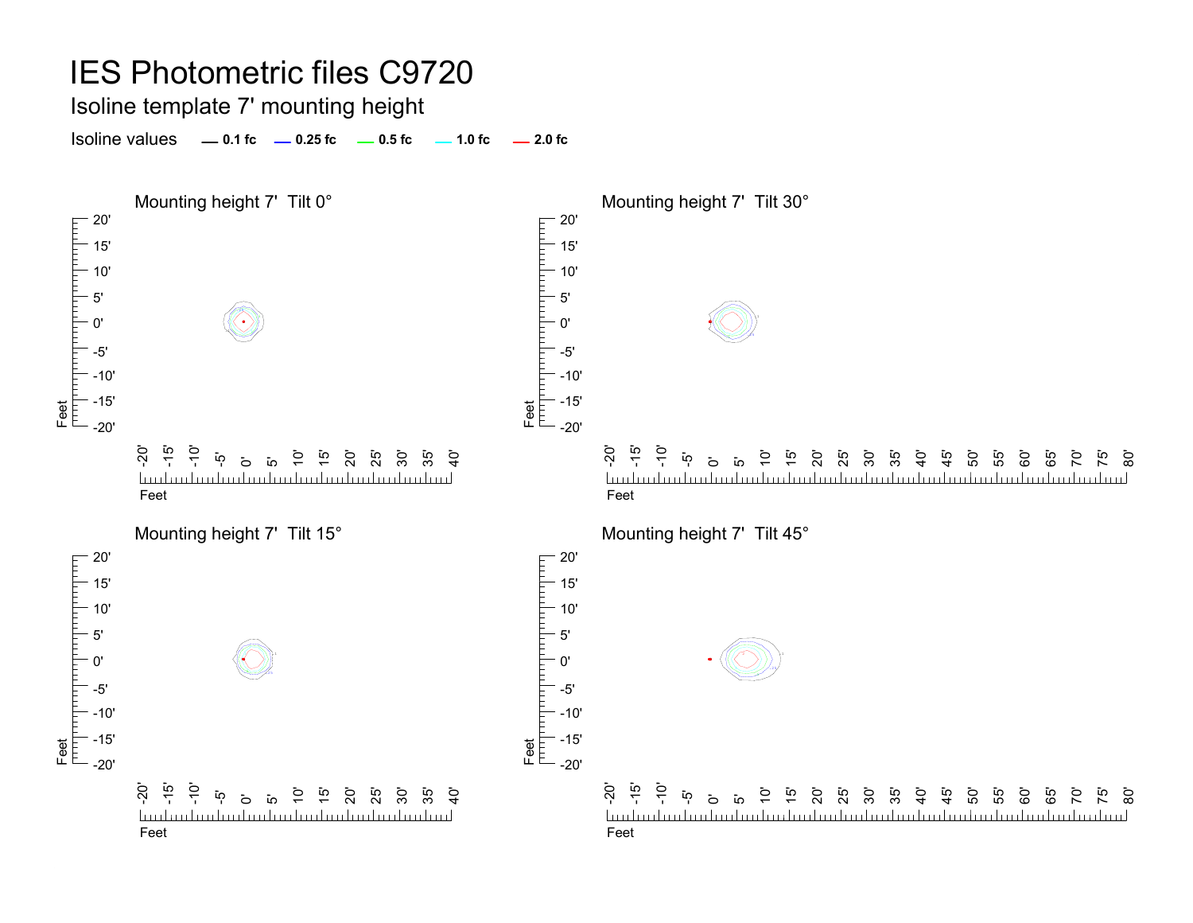# IES Photometric files C9720

## Isoline template 7' mounting height

Isoline values — 0.1 fc — 0.25 fc — 0.5 fc — 1.0 fc — 2.0 fc

Mounting height 7' Tilt 0°

Mounting height 7' Tilt 30°

Mounting height 7' Tilt 15°

Mounting height 7' Tilt 45°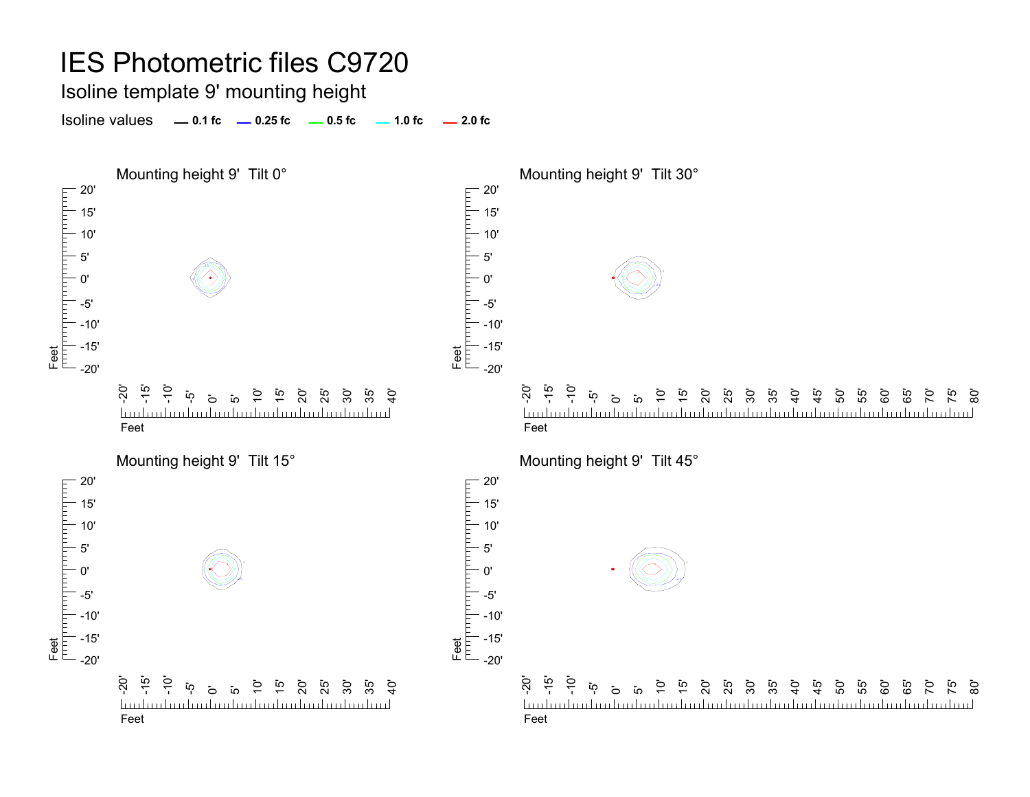# IES Photometric files C9720

## Isoline template 9' mounting height

Isoline values — 0.1 fc — 0.25 fc — 0.5 fc — 1.0 fc — 2.0 fc

### Mounting height 9' Tilt 0°

### Mounting height 9' Tilt 30°

### Mounting height 9' Tilt 15°

### Mounting height 9' Tilt 45°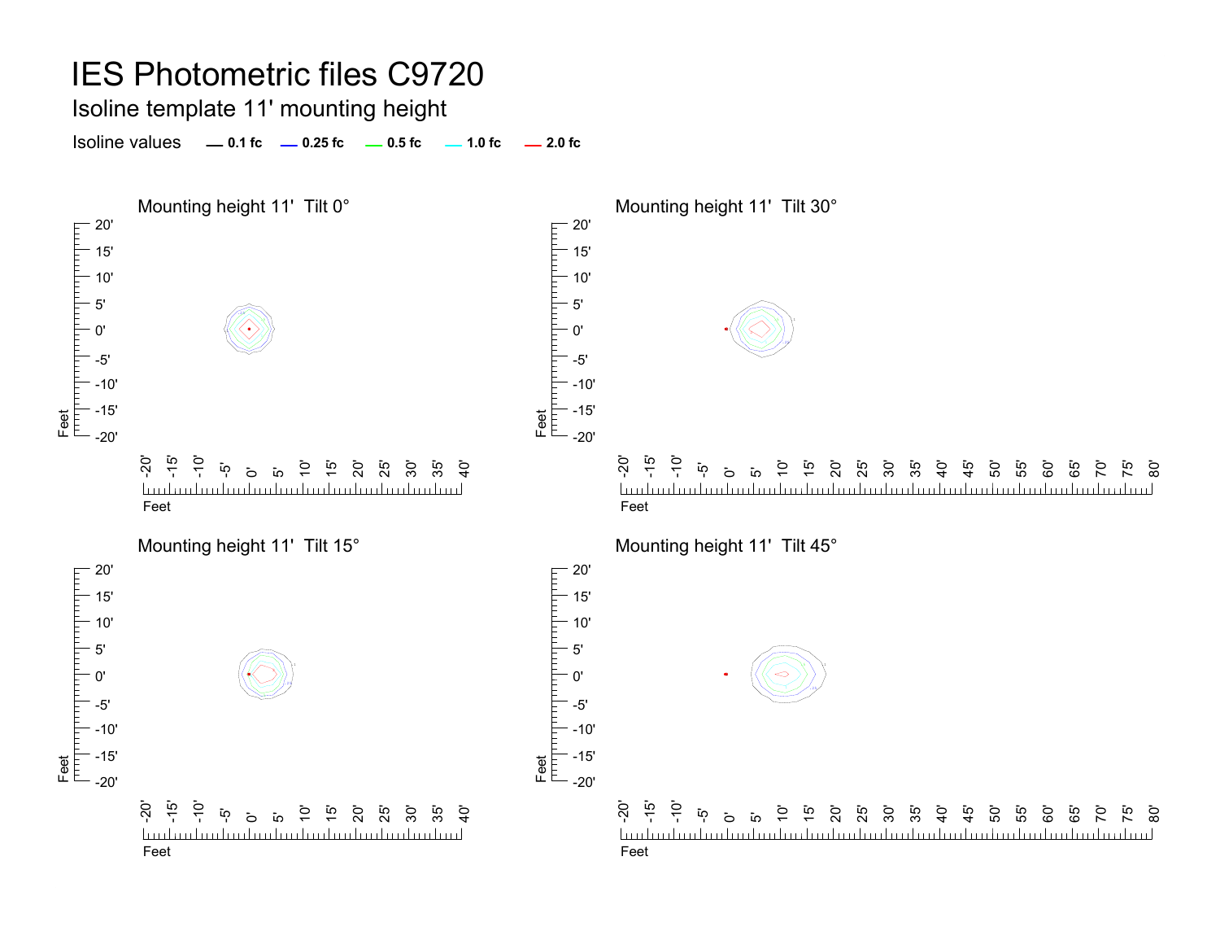# IES Photometric files C9720

## Isoline template 11' mounting height

Isoline values — 0.1 fc — 0.25 fc — 0.5 fc — 1.0 fc — 2.0 fc

### Mounting height 11' Tilt 0°

### Mounting height 11' Tilt 30°

### Mounting height 11' Tilt 15°

### Mounting height 11' Tilt 45°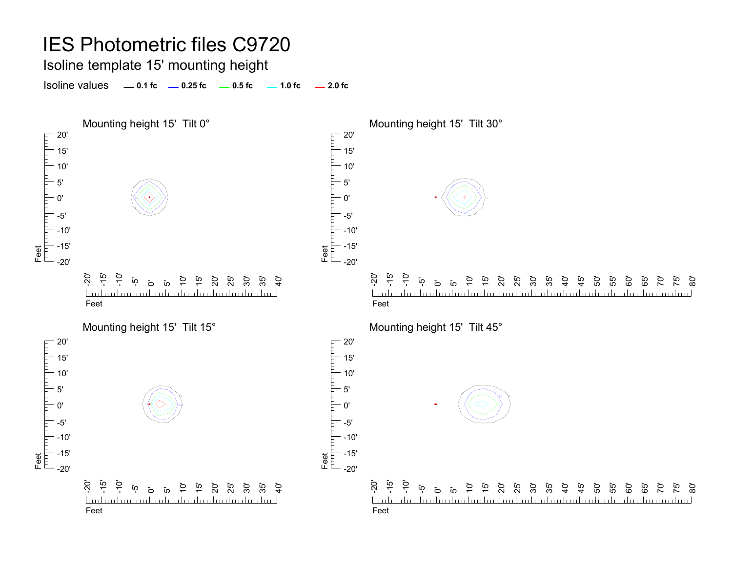# IES Photometric files C9720

## Isoline template 15' mounting height

Isoline values — **0.1 fc** — **0.25 fc** — **0.5 fc** — **1.0 fc** — **2.0 fc**

### Mounting height 15' Tilt 0°

### Mounting height 15' Tilt 30°

### Mounting height 15' Tilt 15°

### Mounting height 15' Tilt 45°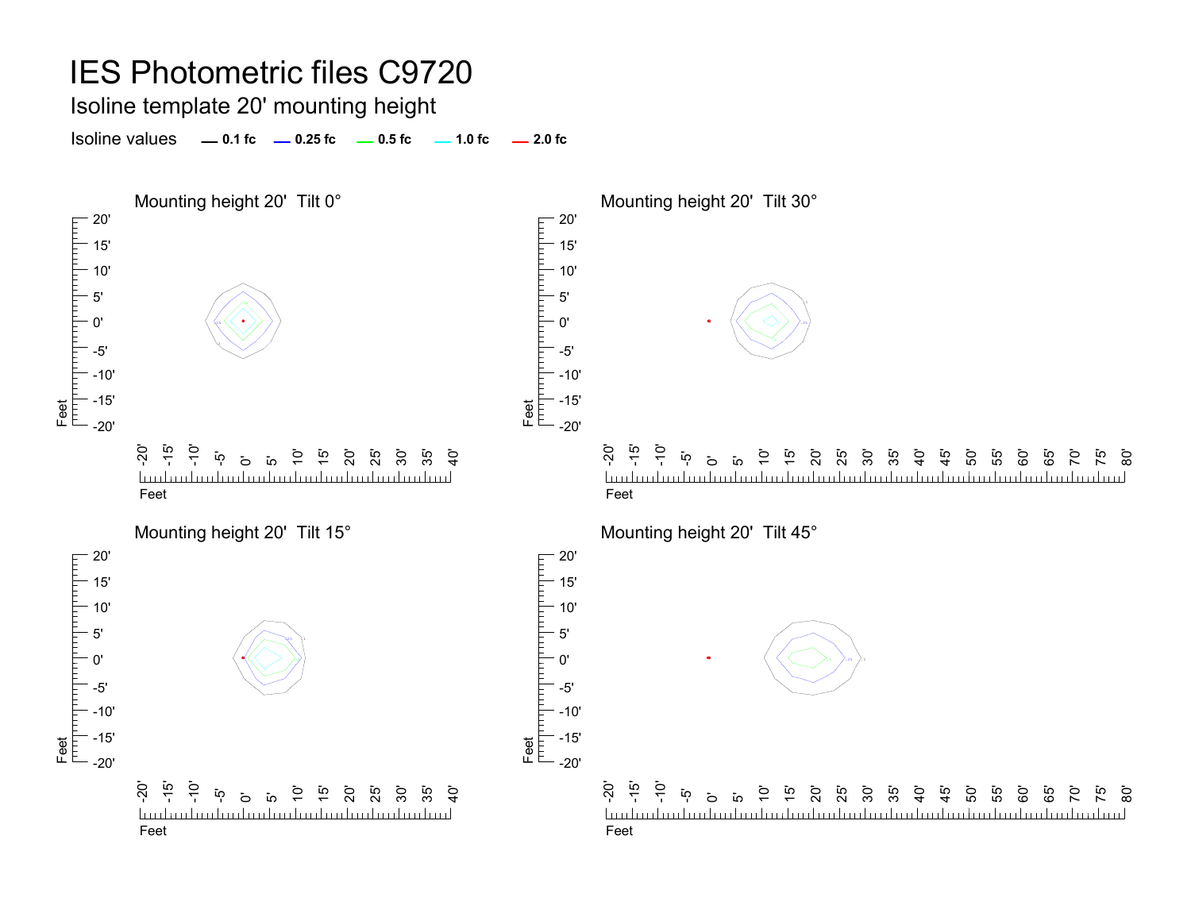# IES Photometric files C9720

## Isoline template 20' mounting height

Isoline values — 0.1 fc — 0.25 fc — 0.5 fc — 1.0 fc — 2.0 fc

### Mounting height 20' Tilt 0°

### Mounting height 20' Tilt 30°

### Mounting height 20' Tilt 15°

### Mounting height 20' Tilt 45°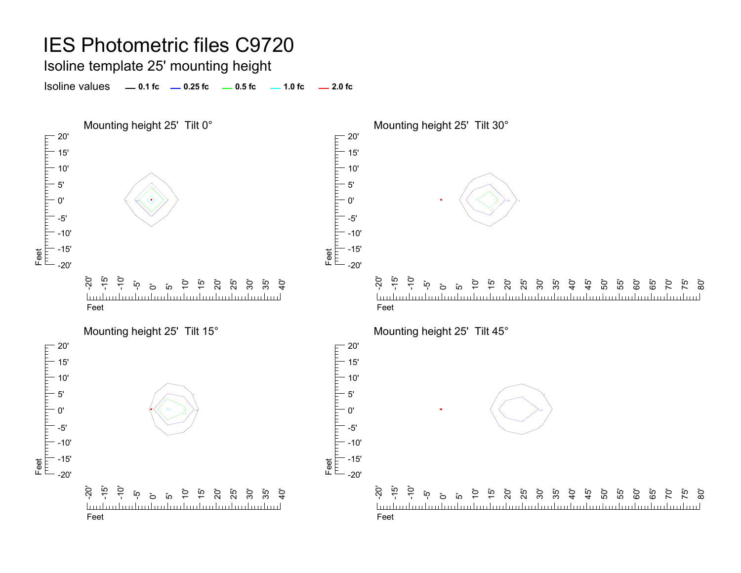# IES Photometric files C9720

## Isoline template 25' mounting height

Isoline values — 0.1 fc — 0.25 fc — 0.5 fc — 1.0 fc — 2.0 fc

### Mounting height 25' Tilt 0°

### Mounting height 25' Tilt 30°

### Mounting height 25' Tilt 15°

### Mounting height 25' Tilt 45°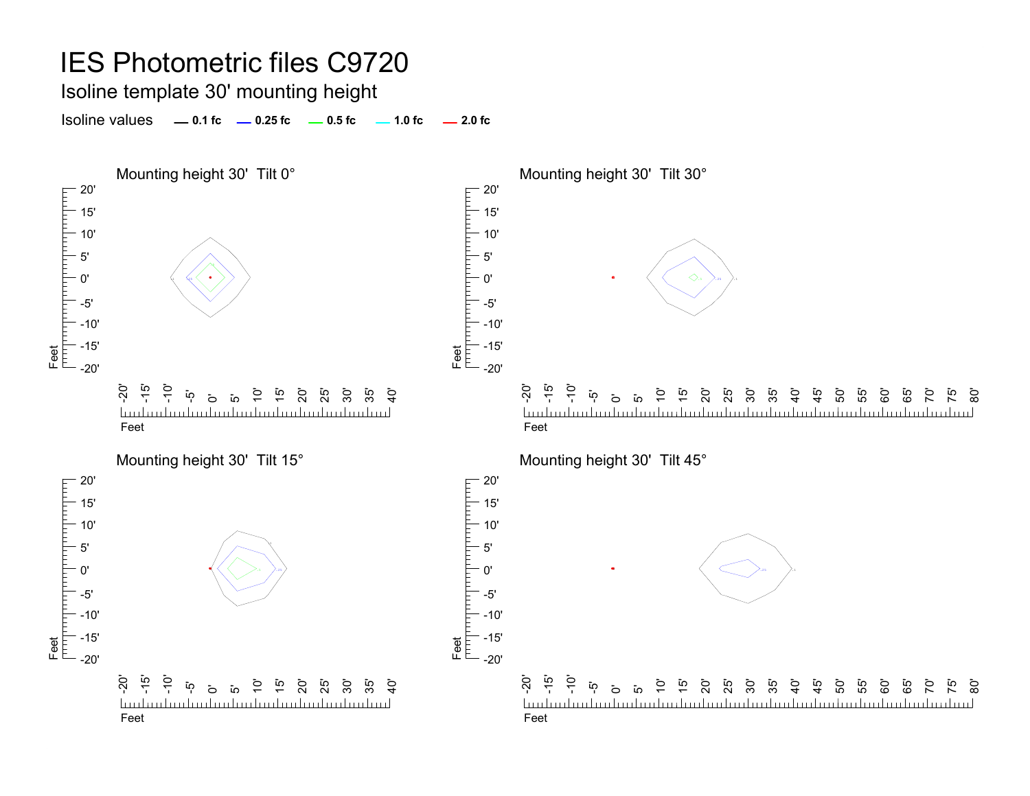# IES Photometric files C9720

## Isoline template 30' mounting height

Isoline values — 0.1 fc — 0.25 fc — 0.5 fc — 1.0 fc — 2.0 fc

### Mounting height 30'  Tilt 0°

### Mounting height 30'  Tilt 30°

### Mounting height 30'  Tilt 15°

### Mounting height 30'  Tilt 45°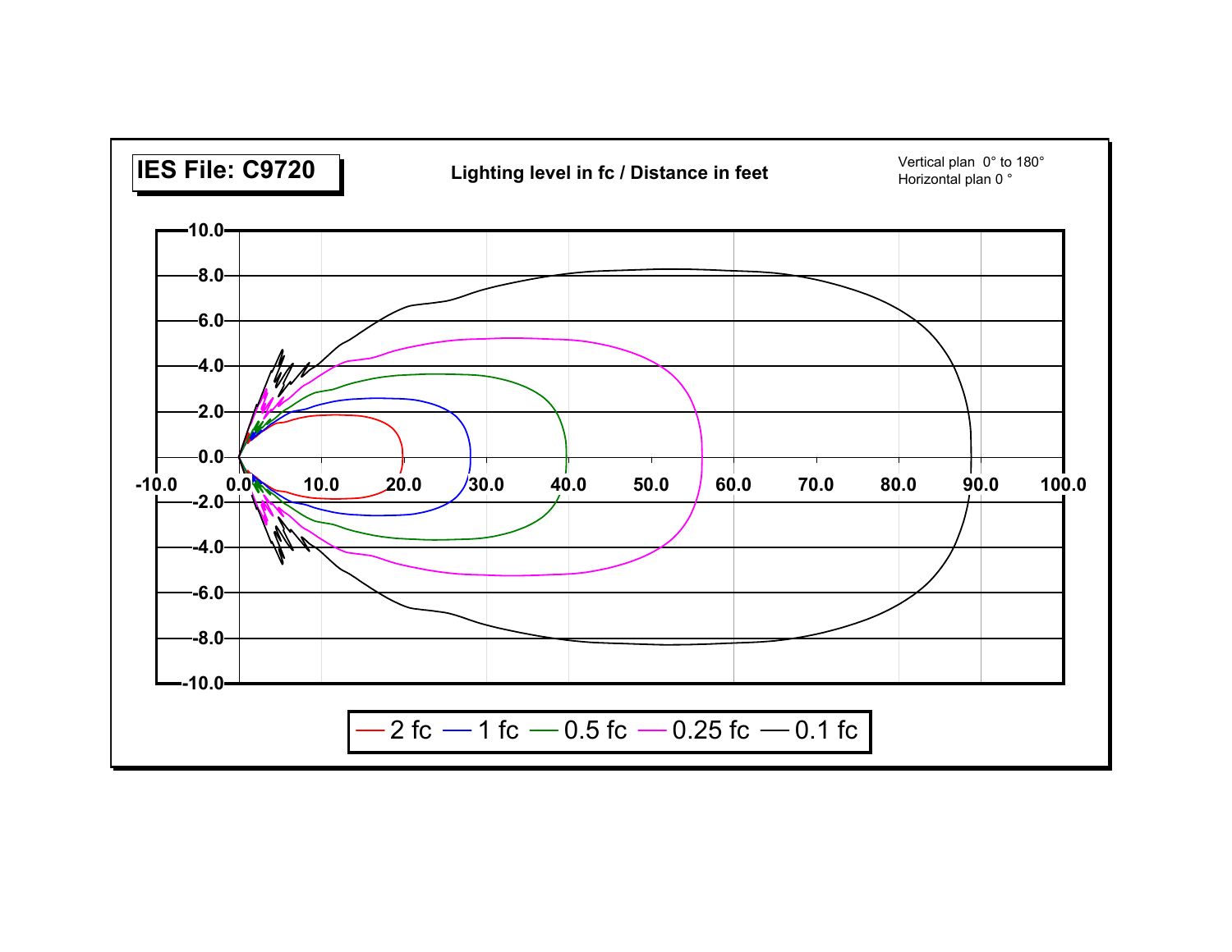IES File: C9720

Lighting level in fc / Distance in feet

Vertical plan 0° to 180°
Horizontal plan 0 °

10.0
8.0
6.0
4.0
2.0
0.0
-2.0
-4.0
-6.0
-8.0
-10.0

-10.0
0.0
10.0
20.0
30.0
40.0
50.0
60.0
70.0
80.0
90.0
100.0

2 fc
1 fc
0.5 fc
0.25 fc
0.1 fc